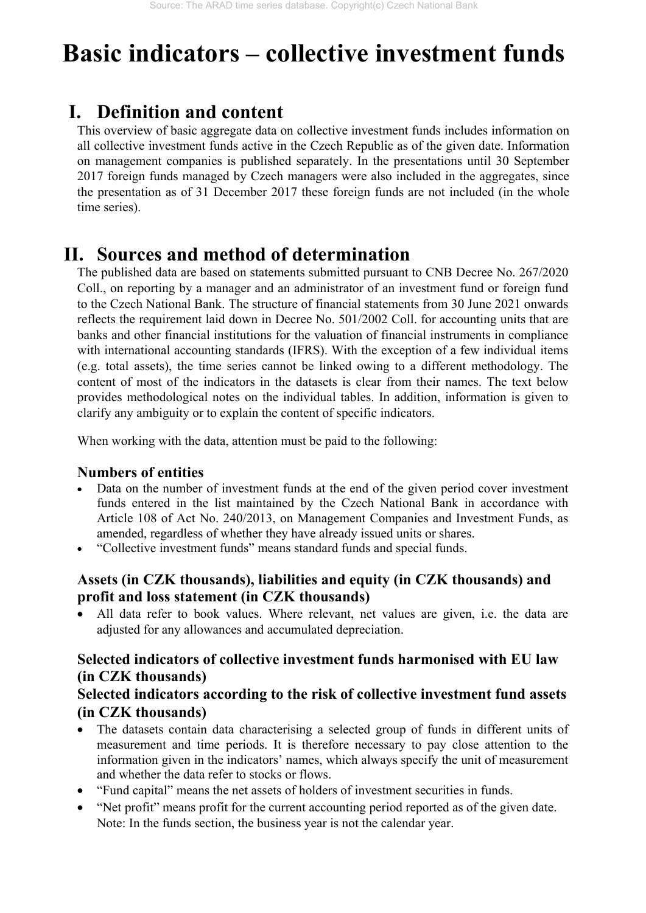# Basic indicators – collective investment funds

## I. Definition and content

This overview of basic aggregate data on collective investment funds includes information on all collective investment funds active in the Czech Republic as of the given date. Information on management companies is published separately. In the presentations until 30 September 2017 foreign funds managed by Czech managers were also included in the aggregates, since the presentation as of 31 December 2017 these foreign funds are not included (in the whole time series).

## II. Sources and method of determination

The published data are based on statements submitted pursuant to CNB Decree No. 267/2020 Coll., on reporting by a manager and an administrator of an investment fund or foreign fund to the Czech National Bank. The structure of financial statements from 30 June 2021 onwards reflects the requirement laid down in Decree No. 501/2002 Coll. for accounting units that are banks and other financial institutions for the valuation of financial instruments in compliance with international accounting standards (IFRS). With the exception of a few individual items (e.g. total assets), the time series cannot be linked owing to a different methodology. The content of most of the indicators in the datasets is clear from their names. The text below provides methodological notes on the individual tables. In addition, information is given to clarify any ambiguity or to explain the content of specific indicators.

When working with the data, attention must be paid to the following:

### Numbers of entities

- Data on the number of investment funds at the end of the given period cover investment funds entered in the list maintained by the Czech National Bank in accordance with Article 108 of Act No. 240/2013, on Management Companies and Investment Funds, as amended, regardless of whether they have already issued units or shares.
- "Collective investment funds" means standard funds and special funds.

### Assets (in CZK thousands), liabilities and equity (in CZK thousands) and profit and loss statement (in CZK thousands)

- All data refer to book values. Where relevant, net values are given, i.e. the data are adjusted for any allowances and accumulated depreciation.

### Selected indicators of collective investment funds harmonised with EU law (in CZK thousands)

### Selected indicators according to the risk of collective investment fund assets (in CZK thousands)

- The datasets contain data characterising a selected group of funds in different units of measurement and time periods. It is therefore necessary to pay close attention to the information given in the indicators' names, which always specify the unit of measurement and whether the data refer to stocks or flows.
- "Fund capital" means the net assets of holders of investment securities in funds.
- "Net profit" means profit for the current accounting period reported as of the given date. Note: In the funds section, the business year is not the calendar year.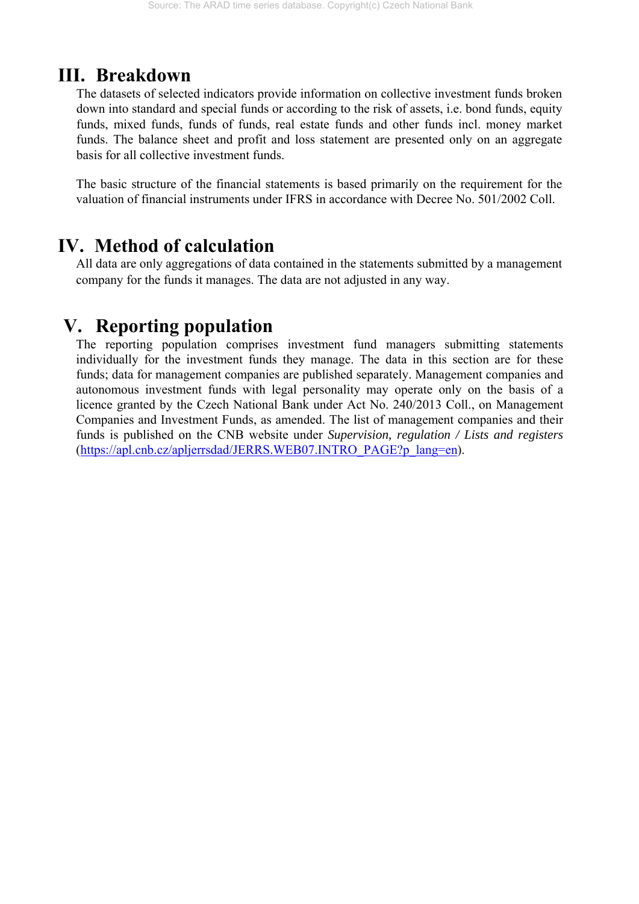# III. Breakdown

The datasets of selected indicators provide information on collective investment funds broken down into standard and special funds or according to the risk of assets, i.e. bond funds, equity funds, mixed funds, funds of funds, real estate funds and other funds incl. money market funds. The balance sheet and profit and loss statement are presented only on an aggregate basis for all collective investment funds.

The basic structure of the financial statements is based primarily on the requirement for the valuation of financial instruments under IFRS in accordance with Decree No. 501/2002 Coll.

# IV. Method of calculation

All data are only aggregations of data contained in the statements submitted by a management company for the funds it manages. The data are not adjusted in any way.

# V. Reporting population

The reporting population comprises investment fund managers submitting statements individually for the investment funds they manage. The data in this section are for these funds; data for management companies are published separately. Management companies and autonomous investment funds with legal personality may operate only on the basis of a licence granted by the Czech National Bank under Act No. 240/2013 Coll., on Management Companies and Investment Funds, as amended. The list of management companies and their funds is published on the CNB website under *Supervision, regulation / Lists and registers* (https://apl.cnb.cz/apljerrsdad/JERRS.WEB07.INTRO_PAGE?p_lang=en).